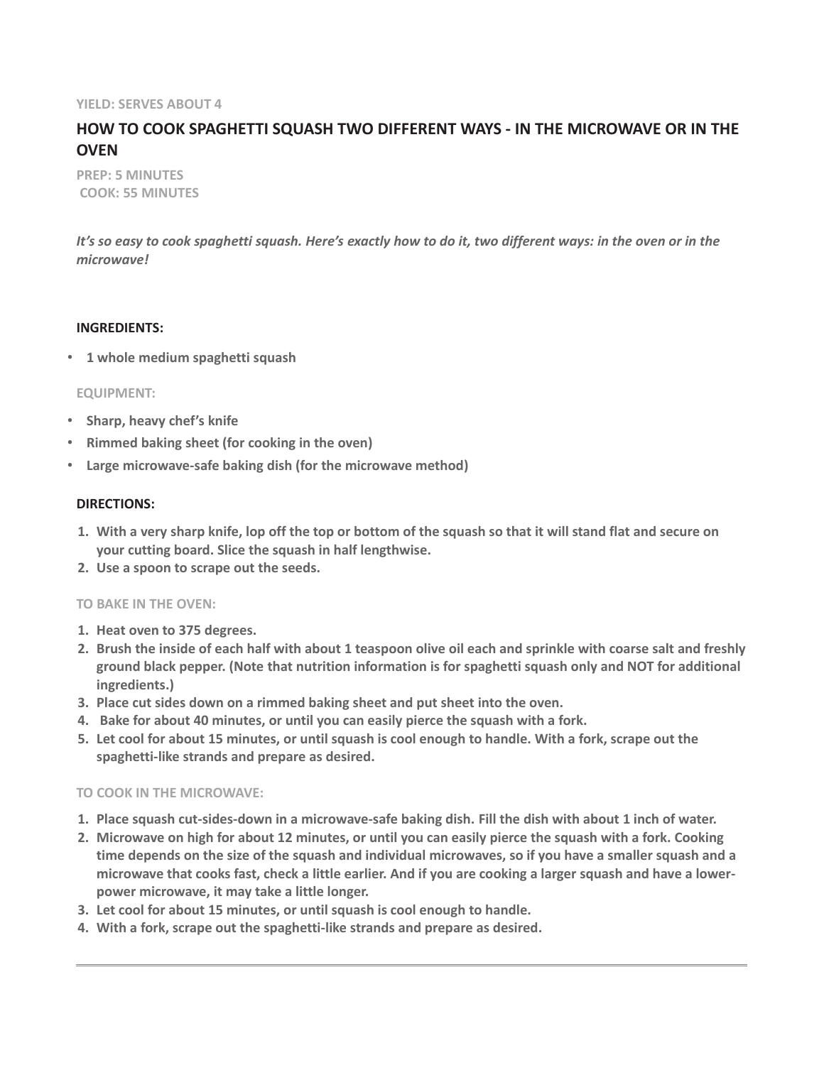**YIELD: SERVES ABOUT 4**

# HOW TO COOK SPAGHETTI SQUASH TWO DIFFERENT WAYS - IN THE MICROWAVE OR IN THE OVEN

**PREP: 5 MINUTES**
**COOK: 55 MINUTES**

***It's so easy to cook spaghetti squash. Here's exactly how to do it, two different ways: in the oven or in the microwave!***

## INGREDIENTS:

- **1 whole medium spaghetti squash**

### EQUIPMENT:

- **Sharp, heavy chef's knife**
- **Rimmed baking sheet (for cooking in the oven)**
- **Large microwave-safe baking dish (for the microwave method)**

## DIRECTIONS:

1. **With a very sharp knife, lop off the top or bottom of the squash so that it will stand flat and secure on your cutting board. Slice the squash in half lengthwise.**
2. **Use a spoon to scrape out the seeds.**

### TO BAKE IN THE OVEN:

1. **Heat oven to 375 degrees.**
2. **Brush the inside of each half with about 1 teaspoon olive oil each and sprinkle with coarse salt and freshly ground black pepper. (Note that nutrition information is for spaghetti squash only and NOT for additional ingredients.)**
3. **Place cut sides down on a rimmed baking sheet and put sheet into the oven.**
4. **Bake for about 40 minutes, or until you can easily pierce the squash with a fork.**
5. **Let cool for about 15 minutes, or until squash is cool enough to handle. With a fork, scrape out the spaghetti-like strands and prepare as desired.**

### TO COOK IN THE MICROWAVE:

1. **Place squash cut-sides-down in a microwave-safe baking dish. Fill the dish with about 1 inch of water.**
2. **Microwave on high for about 12 minutes, or until you can easily pierce the squash with a fork. Cooking time depends on the size of the squash and individual microwaves, so if you have a smaller squash and a microwave that cooks fast, check a little earlier. And if you are cooking a larger squash and have a lower-power microwave, it may take a little longer.**
3. **Let cool for about 15 minutes, or until squash is cool enough to handle.**
4. **With a fork, scrape out the spaghetti-like strands and prepare as desired.**

---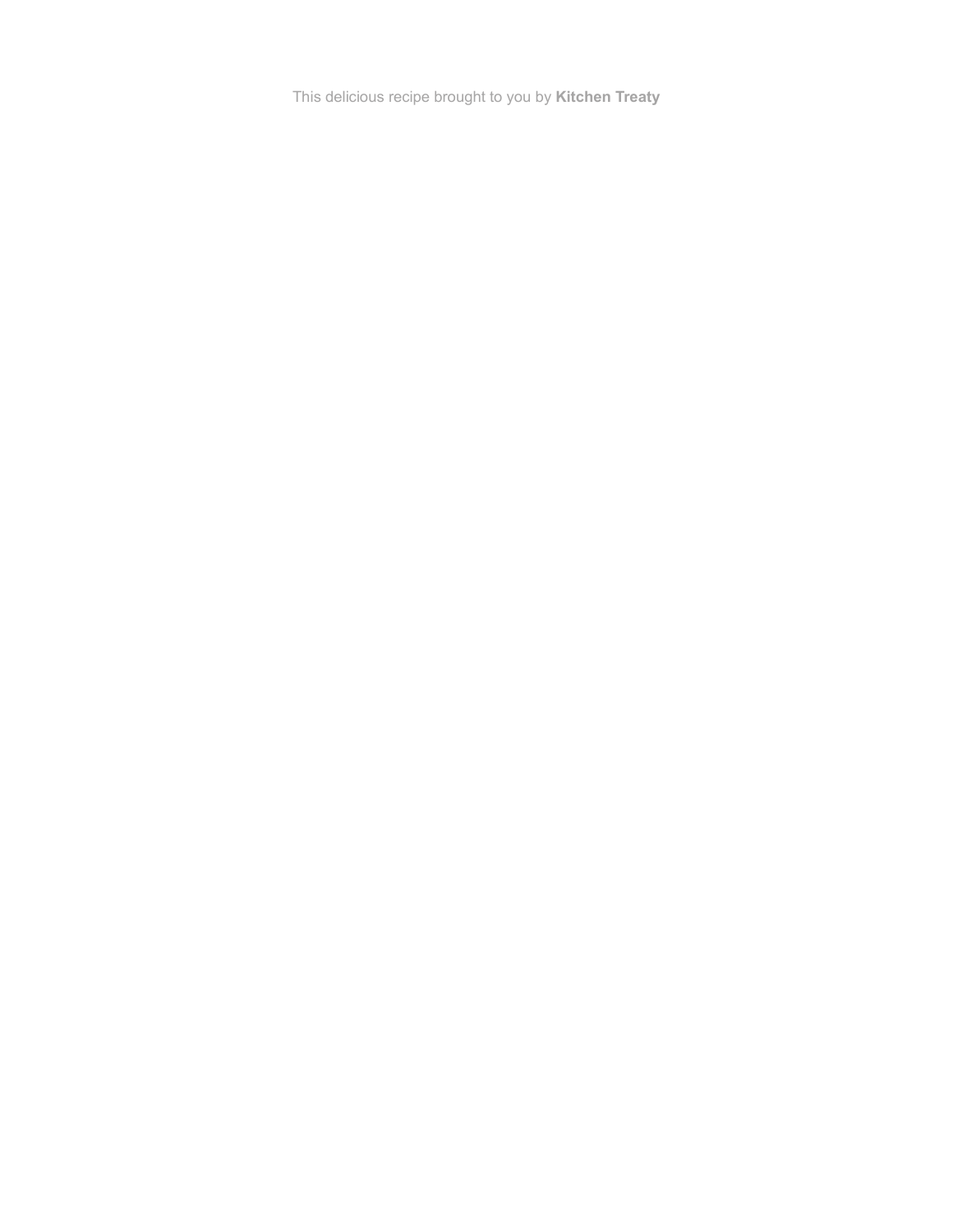This delicious recipe brought to you by **Kitchen Treaty**